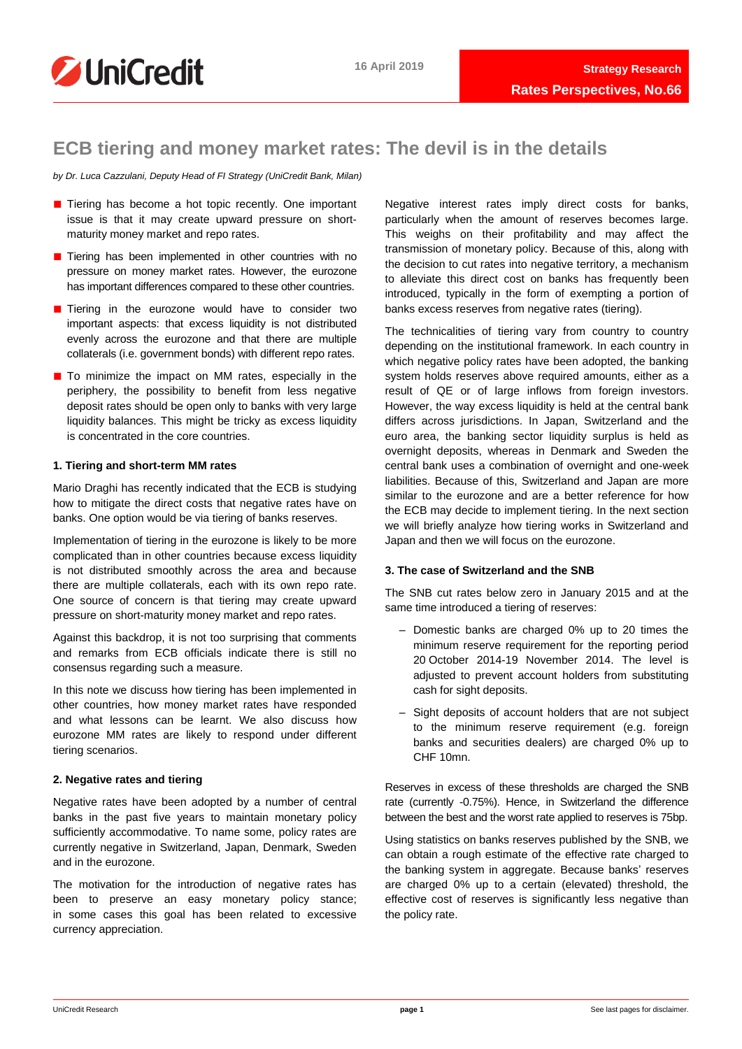# ECB tiering and money market rates: The devil is in the details

*by Dr. Luca Cazzulani, Deputy Head of FI Strategy (UniCredit Bank, Milan)*

- Tiering has become a hot topic recently. One important issue is that it may create upward pressure on short-maturity money market and repo rates.
- Tiering has been implemented in other countries with no pressure on money market rates. However, the eurozone has important differences compared to these other countries.
- Tiering in the eurozone would have to consider two important aspects: that excess liquidity is not distributed evenly across the eurozone and that there are multiple collaterals (i.e. government bonds) with different repo rates.
- To minimize the impact on MM rates, especially in the periphery, the possibility to benefit from less negative deposit rates should be open only to banks with very large liquidity balances. This might be tricky as excess liquidity is concentrated in the core countries.

### 1. Tiering and short-term MM rates

Mario Draghi has recently indicated that the ECB is studying how to mitigate the direct costs that negative rates have on banks. One option would be via tiering of banks reserves.

Implementation of tiering in the eurozone is likely to be more complicated than in other countries because excess liquidity is not distributed smoothly across the area and because there are multiple collaterals, each with its own repo rate. One source of concern is that tiering may create upward pressure on short-maturity money market and repo rates.

Against this backdrop, it is not too surprising that comments and remarks from ECB officials indicate there is still no consensus regarding such a measure.

In this note we discuss how tiering has been implemented in other countries, how money market rates have responded and what lessons can be learnt. We also discuss how eurozone MM rates are likely to respond under different tiering scenarios.

### 2. Negative rates and tiering

Negative rates have been adopted by a number of central banks in the past five years to maintain monetary policy sufficiently accommodative. To name some, policy rates are currently negative in Switzerland, Japan, Denmark, Sweden and in the eurozone.

The motivation for the introduction of negative rates has been to preserve an easy monetary policy stance; in some cases this goal has been related to excessive currency appreciation.

Negative interest rates imply direct costs for banks, particularly when the amount of reserves becomes large. This weighs on their profitability and may affect the transmission of monetary policy. Because of this, along with the decision to cut rates into negative territory, a mechanism to alleviate this direct cost on banks has frequently been introduced, typically in the form of exempting a portion of banks excess reserves from negative rates (tiering).

The technicalities of tiering vary from country to country depending on the institutional framework. In each country in which negative policy rates have been adopted, the banking system holds reserves above required amounts, either as a result of QE or of large inflows from foreign investors. However, the way excess liquidity is held at the central bank differs across jurisdictions. In Japan, Switzerland and the euro area, the banking sector liquidity surplus is held as overnight deposits, whereas in Denmark and Sweden the central bank uses a combination of overnight and one-week liabilities. Because of this, Switzerland and Japan are more similar to the eurozone and are a better reference for how the ECB may decide to implement tiering. In the next section we will briefly analyze how tiering works in Switzerland and Japan and then we will focus on the eurozone.

### 3. The case of Switzerland and the SNB

The SNB cut rates below zero in January 2015 and at the same time introduced a tiering of reserves:

- Domestic banks are charged 0% up to 20 times the minimum reserve requirement for the reporting period 20 October 2014-19 November 2014. The level is adjusted to prevent account holders from substituting cash for sight deposits.
- Sight deposits of account holders that are not subject to the minimum reserve requirement (e.g. foreign banks and securities dealers) are charged 0% up to CHF 10mn.

Reserves in excess of these thresholds are charged the SNB rate (currently -0.75%). Hence, in Switzerland the difference between the best and the worst rate applied to reserves is 75bp.

Using statistics on banks reserves published by the SNB, we can obtain a rough estimate of the effective rate charged to the banking system in aggregate. Because banks' reserves are charged 0% up to a certain (elevated) threshold, the effective cost of reserves is significantly less negative than the policy rate.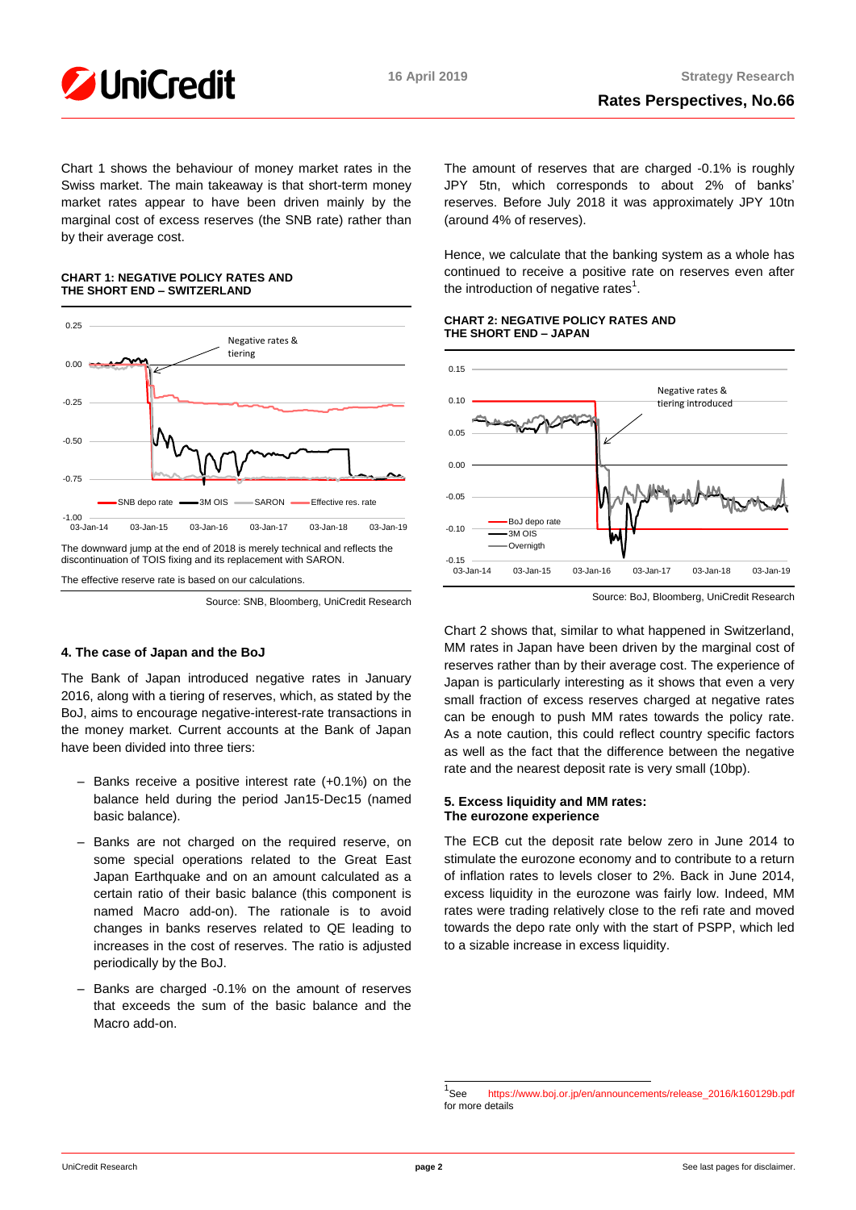Chart 1 shows the behaviour of money market rates in the Swiss market. The main takeaway is that short-term money market rates appear to have been driven mainly by the marginal cost of excess reserves (the SNB rate) rather than by their average cost.

**CHART 1: NEGATIVE POLICY RATES AND THE SHORT END – SWITZERLAND**

The downward jump at the end of 2018 is merely technical and reflects the discontinuation of TOIS fixing and its replacement with SARON.

The effective reserve rate is based on our calculations.

Source: SNB, Bloomberg, UniCredit Research

## 4. The case of Japan and the BoJ

The Bank of Japan introduced negative rates in January 2016, along with a tiering of reserves, which, as stated by the BoJ, aims to encourage negative-interest-rate transactions in the money market. Current accounts at the Bank of Japan have been divided into three tiers:

- Banks receive a positive interest rate (+0.1%) on the balance held during the period Jan15-Dec15 (named basic balance).
- Banks are not charged on the required reserve, on some special operations related to the Great East Japan Earthquake and on an amount calculated as a certain ratio of their basic balance (this component is named Macro add-on). The rationale is to avoid changes in banks reserves related to QE leading to increases in the cost of reserves. The ratio is adjusted periodically by the BoJ.
- Banks are charged -0.1% on the amount of reserves that exceeds the sum of the basic balance and the Macro add-on.

The amount of reserves that are charged -0.1% is roughly JPY 5tn, which corresponds to about 2% of banks' reserves. Before July 2018 it was approximately JPY 10tn (around 4% of reserves).

Hence, we calculate that the banking system as a whole has continued to receive a positive rate on reserves even after the introduction of negative rates[1].

**CHART 2: NEGATIVE POLICY RATES AND THE SHORT END – JAPAN**

Source: BoJ, Bloomberg, UniCredit Research

Chart 2 shows that, similar to what happened in Switzerland, MM rates in Japan have been driven by the marginal cost of reserves rather than by their average cost. The experience of Japan is particularly interesting as it shows that even a very small fraction of excess reserves charged at negative rates can be enough to push MM rates towards the policy rate. As a note caution, this could reflect country specific factors as well as the fact that the difference between the negative rate and the nearest deposit rate is very small (10bp).

## 5. Excess liquidity and MM rates: The eurozone experience

The ECB cut the deposit rate below zero in June 2014 to stimulate the eurozone economy and to contribute to a return of inflation rates to levels closer to 2%. Back in June 2014, excess liquidity in the eurozone was fairly low. Indeed, MM rates were trading relatively close to the refi rate and moved towards the depo rate only with the start of PSPP, which led to a sizable increase in excess liquidity.

[1] See https://www.boj.or.jp/en/announcements/release_2016/k160129b.pdf for more details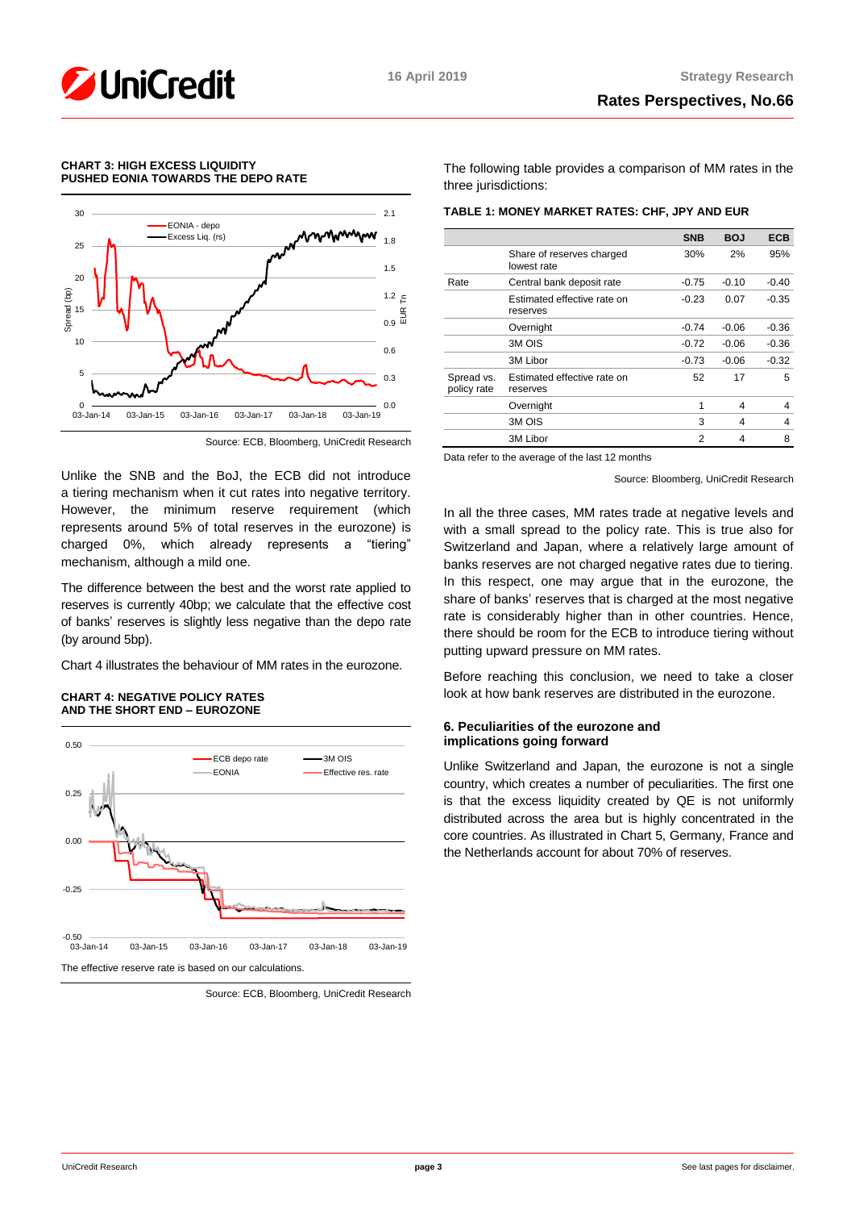**CHART 3: HIGH EXCESS LIQUIDITY PUSHED EONIA TOWARDS THE DEPO RATE**

Source: ECB, Bloomberg, UniCredit Research

Unlike the SNB and the BoJ, the ECB did not introduce a tiering mechanism when it cut rates into negative territory. However, the minimum reserve requirement (which represents around 5% of total reserves in the eurozone) is charged 0%, which already represents a "tiering" mechanism, although a mild one.

The difference between the best and the worst rate applied to reserves is currently 40bp; we calculate that the effective cost of banks' reserves is slightly less negative than the depo rate (by around 5bp).

Chart 4 illustrates the behaviour of MM rates in the eurozone.

**CHART 4: NEGATIVE POLICY RATES AND THE SHORT END – EUROZONE**

The effective reserve rate is based on our calculations.

Source: ECB, Bloomberg, UniCredit Research

The following table provides a comparison of MM rates in the three jurisdictions:

**TABLE 1: MONEY MARKET RATES: CHF, JPY AND EUR**

| | | SNB | BOJ | ECB |
|---|---|---|---|---|
| | Share of reserves charged lowest rate | 30% | 2% | 95% |
| Rate | Central bank deposit rate | -0.75 | -0.10 | -0.40 |
| | Estimated effective rate on reserves | -0.23 | 0.07 | -0.35 |
| | Overnight | -0.74 | -0.06 | -0.36 |
| | 3M OIS | -0.72 | -0.06 | -0.36 |
| | 3M Libor | -0.73 | -0.06 | -0.32 |
| Spread vs. policy rate | Estimated effective rate on reserves | 52 | 17 | 5 |
| | Overnight | 1 | 4 | 4 |
| | 3M OIS | 3 | 4 | 4 |
| | 3M Libor | 2 | 4 | 8 |

Data refer to the average of the last 12 months

Source: Bloomberg, UniCredit Research

In all the three cases, MM rates trade at negative levels and with a small spread to the policy rate. This is true also for Switzerland and Japan, where a relatively large amount of banks reserves are not charged negative rates due to tiering. In this respect, one may argue that in the eurozone, the share of banks' reserves that is charged at the most negative rate is considerably higher than in other countries. Hence, there should be room for the ECB to introduce tiering without putting upward pressure on MM rates.

Before reaching this conclusion, we need to take a closer look at how bank reserves are distributed in the eurozone.

## 6. Peculiarities of the eurozone and implications going forward

Unlike Switzerland and Japan, the eurozone is not a single country, which creates a number of peculiarities. The first one is that the excess liquidity created by QE is not uniformly distributed across the area but is highly concentrated in the core countries. As illustrated in Chart 5, Germany, France and the Netherlands account for about 70% of reserves.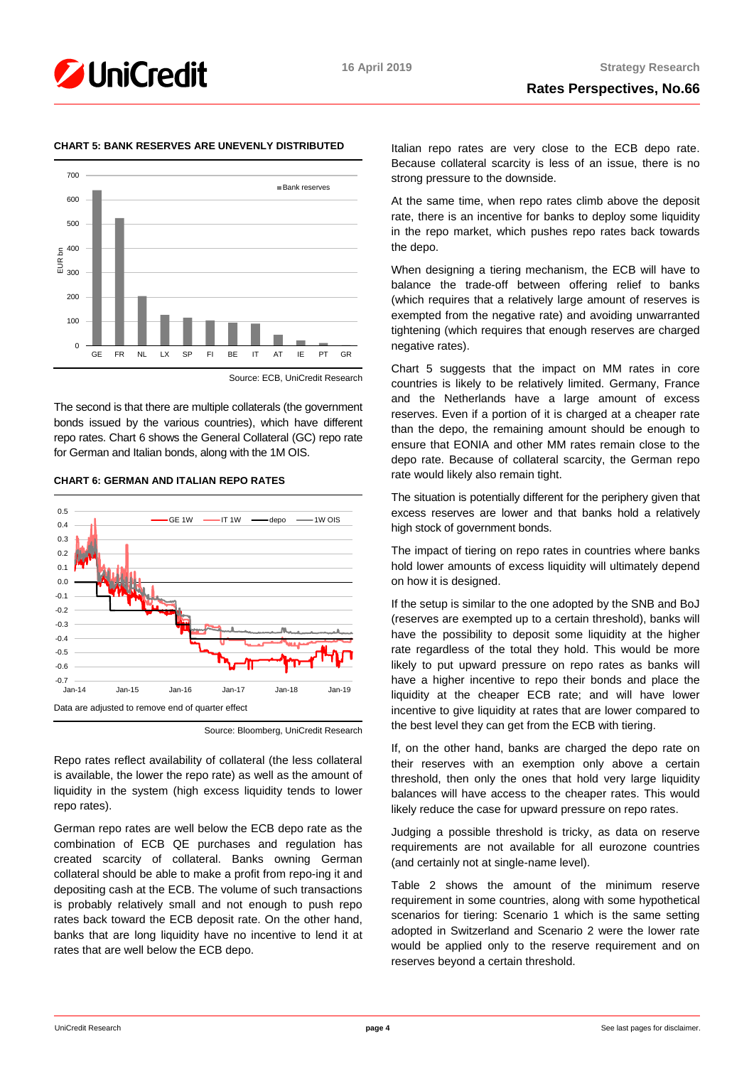**CHART 5: BANK RESERVES ARE UNEVENLY DISTRIBUTED**

Source: ECB, UniCredit Research

The second is that there are multiple collaterals (the government bonds issued by the various countries), which have different repo rates. Chart 6 shows the General Collateral (GC) repo rate for German and Italian bonds, along with the 1M OIS.

**CHART 6: GERMAN AND ITALIAN REPO RATES**

Data are adjusted to remove end of quarter effect

Source: Bloomberg, UniCredit Research

Repo rates reflect availability of collateral (the less collateral is available, the lower the repo rate) as well as the amount of liquidity in the system (high excess liquidity tends to lower repo rates).

German repo rates are well below the ECB depo rate as the combination of ECB QE purchases and regulation has created scarcity of collateral. Banks owning German collateral should be able to make a profit from repo-ing it and depositing cash at the ECB. The volume of such transactions is probably relatively small and not enough to push repo rates back toward the ECB deposit rate. On the other hand, banks that are long liquidity have no incentive to lend it at rates that are well below the ECB depo.

Italian repo rates are very close to the ECB depo rate. Because collateral scarcity is less of an issue, there is no strong pressure to the downside.

At the same time, when repo rates climb above the deposit rate, there is an incentive for banks to deploy some liquidity in the repo market, which pushes repo rates back towards the depo.

When designing a tiering mechanism, the ECB will have to balance the trade-off between offering relief to banks (which requires that a relatively large amount of reserves is exempted from the negative rate) and avoiding unwarranted tightening (which requires that enough reserves are charged negative rates).

Chart 5 suggests that the impact on MM rates in core countries is likely to be relatively limited. Germany, France and the Netherlands have a large amount of excess reserves. Even if a portion of it is charged at a cheaper rate than the depo, the remaining amount should be enough to ensure that EONIA and other MM rates remain close to the depo rate. Because of collateral scarcity, the German repo rate would likely also remain tight.

The situation is potentially different for the periphery given that excess reserves are lower and that banks hold a relatively high stock of government bonds.

The impact of tiering on repo rates in countries where banks hold lower amounts of excess liquidity will ultimately depend on how it is designed.

If the setup is similar to the one adopted by the SNB and BoJ (reserves are exempted up to a certain threshold), banks will have the possibility to deposit some liquidity at the higher rate regardless of the total they hold. This would be more likely to put upward pressure on repo rates as banks will have a higher incentive to repo their bonds and place the liquidity at the cheaper ECB rate; and will have lower incentive to give liquidity at rates that are lower compared to the best level they can get from the ECB with tiering.

If, on the other hand, banks are charged the depo rate on their reserves with an exemption only above a certain threshold, then only the ones that hold very large liquidity balances will have access to the cheaper rates. This would likely reduce the case for upward pressure on repo rates.

Judging a possible threshold is tricky, as data on reserve requirements are not available for all eurozone countries (and certainly not at single-name level).

Table 2 shows the amount of the minimum reserve requirement in some countries, along with some hypothetical scenarios for tiering: Scenario 1 which is the same setting adopted in Switzerland and Scenario 2 were the lower rate would be applied only to the reserve requirement and on reserves beyond a certain threshold.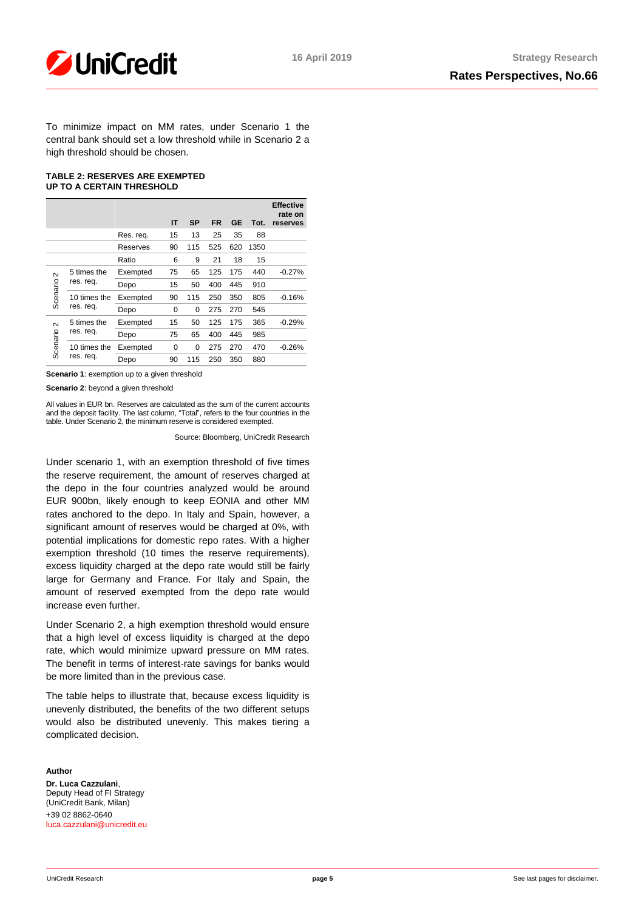To minimize impact on MM rates, under Scenario 1 the central bank should set a low threshold while in Scenario 2 a high threshold should be chosen.

**TABLE 2: RESERVES ARE EXEMPTED UP TO A CERTAIN THRESHOLD**

| | | | IT | SP | FR | GE | Tot. | Effective rate on reserves |
|---|---|---|---|---|---|---|---|---|
| | | Res. req. | 15 | 13 | 25 | 35 | 88 | |
| | | Reserves | 90 | 115 | 525 | 620 | 1350 | |
| | | Ratio | 6 | 9 | 21 | 18 | 15 | |
| Scenario 2 | 5 times the res. req. | Exempted | 75 | 65 | 125 | 175 | 440 | -0.27% |
| | | Depo | 15 | 50 | 400 | 445 | 910 | |
| | 10 times the res. req. | Exempted | 90 | 115 | 250 | 350 | 805 | -0.16% |
| | | Depo | 0 | 0 | 275 | 270 | 545 | |
| Scenario 2 | 5 times the res. req. | Exempted | 15 | 50 | 125 | 175 | 365 | -0.29% |
| | | Depo | 75 | 65 | 400 | 445 | 985 | |
| | 10 times the res. req. | Exempted | 0 | 0 | 275 | 270 | 470 | -0.26% |
| | | Depo | 90 | 115 | 250 | 350 | 880 | |

**Scenario 1**: exemption up to a given threshold

**Scenario 2**: beyond a given threshold

All values in EUR bn. Reserves are calculated as the sum of the current accounts and the deposit facility. The last column, "Total", refers to the four countries in the table. Under Scenario 2, the minimum reserve is considered exempted.

Source: Bloomberg, UniCredit Research

Under scenario 1, with an exemption threshold of five times the reserve requirement, the amount of reserves charged at the depo in the four countries analyzed would be around EUR 900bn, likely enough to keep EONIA and other MM rates anchored to the depo. In Italy and Spain, however, a significant amount of reserves would be charged at 0%, with potential implications for domestic repo rates. With a higher exemption threshold (10 times the reserve requirements), excess liquidity charged at the depo rate would still be fairly large for Germany and France. For Italy and Spain, the amount of reserved exempted from the depo rate would increase even further.

Under Scenario 2, a high exemption threshold would ensure that a high level of excess liquidity is charged at the depo rate, which would minimize upward pressure on MM rates. The benefit in terms of interest-rate savings for banks would be more limited than in the previous case.

The table helps to illustrate that, because excess liquidity is unevenly distributed, the benefits of the two different setups would also be distributed unevenly. This makes tiering a complicated decision.

**Author**

**Dr. Luca Cazzulani**,
Deputy Head of FI Strategy
(UniCredit Bank, Milan)
+39 02 8862-0640
luca.cazzulani@unicredit.eu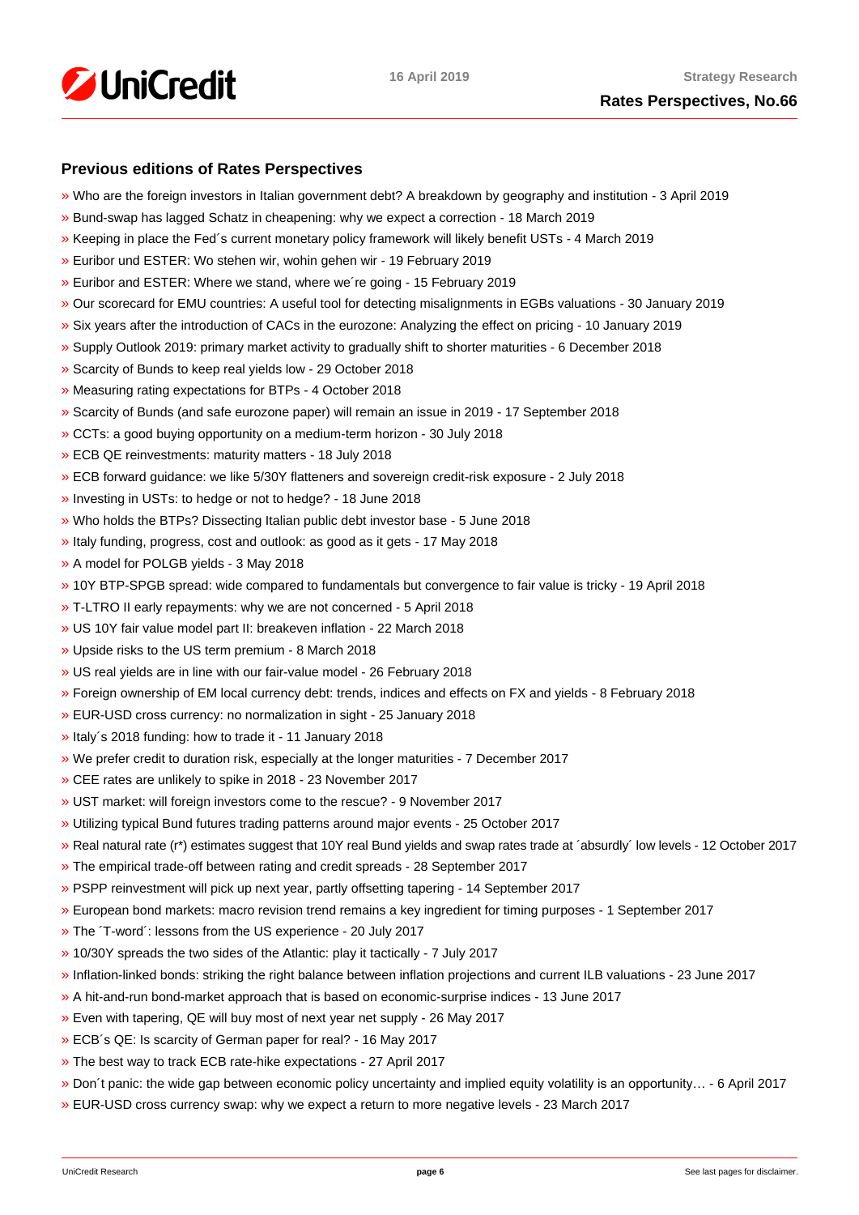### Previous editions of Rates Perspectives

- » Who are the foreign investors in Italian government debt? A breakdown by geography and institution - 3 April 2019
- » Bund-swap has lagged Schatz in cheapening: why we expect a correction - 18 March 2019
- » Keeping in place the Fed´s current monetary policy framework will likely benefit USTs - 4 March 2019
- » Euribor und ESTER: Wo stehen wir, wohin gehen wir - 19 February 2019
- » Euribor and ESTER: Where we stand, where we´re going - 15 February 2019
- » Our scorecard for EMU countries: A useful tool for detecting misalignments in EGBs valuations - 30 January 2019
- » Six years after the introduction of CACs in the eurozone: Analyzing the effect on pricing - 10 January 2019
- » Supply Outlook 2019: primary market activity to gradually shift to shorter maturities - 6 December 2018
- » Scarcity of Bunds to keep real yields low - 29 October 2018
- » Measuring rating expectations for BTPs - 4 October 2018
- » Scarcity of Bunds (and safe eurozone paper) will remain an issue in 2019 - 17 September 2018
- » CCTs: a good buying opportunity on a medium-term horizon - 30 July 2018
- » ECB QE reinvestments: maturity matters - 18 July 2018
- » ECB forward guidance: we like 5/30Y flatteners and sovereign credit-risk exposure - 2 July 2018
- » Investing in USTs: to hedge or not to hedge? - 18 June 2018
- » Who holds the BTPs? Dissecting Italian public debt investor base - 5 June 2018
- » Italy funding, progress, cost and outlook: as good as it gets - 17 May 2018
- » A model for POLGB yields - 3 May 2018
- » 10Y BTP-SPGB spread: wide compared to fundamentals but convergence to fair value is tricky - 19 April 2018
- » T-LTRO II early repayments: why we are not concerned - 5 April 2018
- » US 10Y fair value model part II: breakeven inflation - 22 March 2018
- » Upside risks to the US term premium - 8 March 2018
- » US real yields are in line with our fair-value model - 26 February 2018
- » Foreign ownership of EM local currency debt: trends, indices and effects on FX and yields - 8 February 2018
- » EUR-USD cross currency: no normalization in sight - 25 January 2018
- » Italy´s 2018 funding: how to trade it - 11 January 2018
- » We prefer credit to duration risk, especially at the longer maturities - 7 December 2017
- » CEE rates are unlikely to spike in 2018 - 23 November 2017
- » UST market: will foreign investors come to the rescue? - 9 November 2017
- » Utilizing typical Bund futures trading patterns around major events - 25 October 2017
- » Real natural rate (r*) estimates suggest that 10Y real Bund yields and swap rates trade at ´absurdly´ low levels - 12 October 2017
- » The empirical trade-off between rating and credit spreads - 28 September 2017
- » PSPP reinvestment will pick up next year, partly offsetting tapering - 14 September 2017
- » European bond markets: macro revision trend remains a key ingredient for timing purposes - 1 September 2017
- » The ´T-word´: lessons from the US experience - 20 July 2017
- » 10/30Y spreads the two sides of the Atlantic: play it tactically - 7 July 2017
- » Inflation-linked bonds: striking the right balance between inflation projections and current ILB valuations - 23 June 2017
- » A hit-and-run bond-market approach that is based on economic-surprise indices - 13 June 2017
- » Even with tapering, QE will buy most of next year net supply - 26 May 2017
- » ECB´s QE: Is scarcity of German paper for real? - 16 May 2017
- » The best way to track ECB rate-hike expectations - 27 April 2017
- » Don´t panic: the wide gap between economic policy uncertainty and implied equity volatility is an opportunity… - 6 April 2017
- » EUR-USD cross currency swap: why we expect a return to more negative levels - 23 March 2017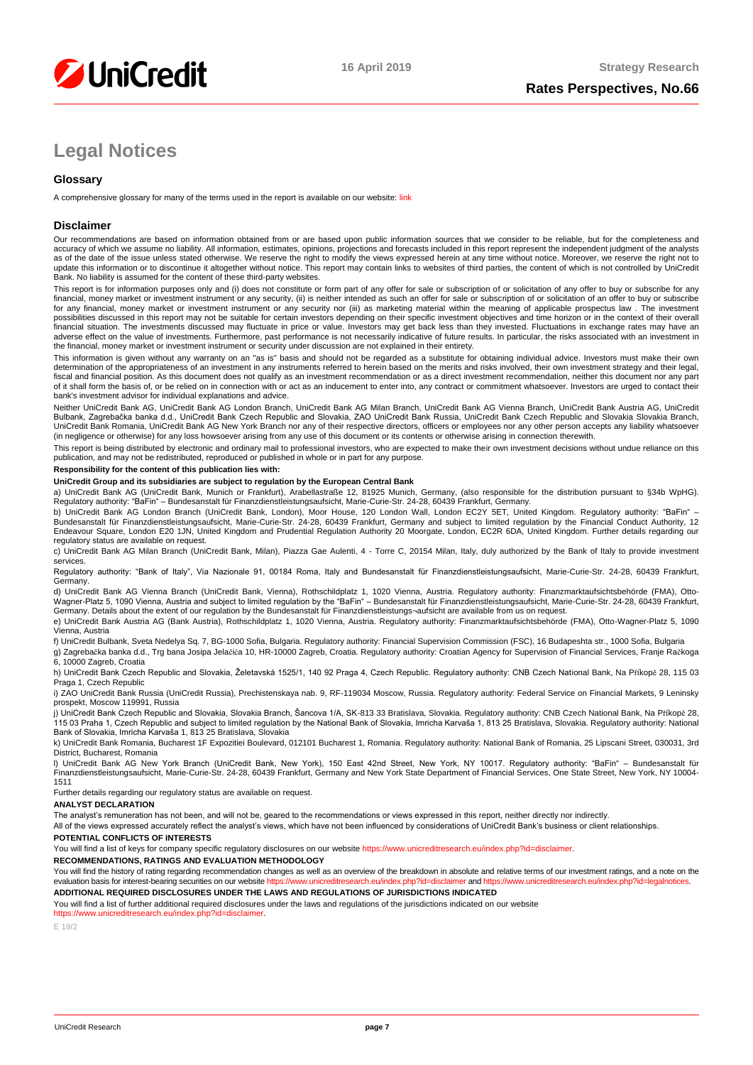# Legal Notices

## Glossary

A comprehensive glossary for many of the terms used in the report is available on our website: link

## Disclaimer

Our recommendations are based on information obtained from or are based upon public information sources that we consider to be reliable, but for the completeness and accuracy of which we assume no liability. All information, estimates, opinions, projections and forecasts included in this report represent the independent judgment of the analysts as of the date of the issue unless stated otherwise. We reserve the right to modify the views expressed herein at any time without notice. Moreover, we reserve the right not to update this information or to discontinue it altogether without notice. This report may contain links to websites of third parties, the content of which is not controlled by UniCredit Bank. No liability is assumed for the content of these third-party websites.

This report is for information purposes only and (i) does not constitute or form part of any offer for sale or subscription of or solicitation of any offer to buy or subscribe for any financial, money market or investment instrument or any security, (ii) is neither intended as such an offer for sale or subscription of or solicitation of an offer to buy or subscribe for any financial, money market or investment instrument or any security nor (iii) as marketing material within the meaning of applicable prospectus law . The investment possibilities discussed in this report may not be suitable for certain investors depending on their specific investment objectives and time horizon or in the context of their overall financial situation. The investments discussed may fluctuate in price or value. Investors may get back less than they invested. Fluctuations in exchange rates may have an adverse effect on the value of investments. Furthermore, past performance is not necessarily indicative of future results. In particular, the risks associated with an investment in the financial, money market or investment instrument or security under discussion are not explained in their entirety.

This information is given without any warranty on an "as is" basis and should not be regarded as a substitute for obtaining individual advice. Investors must make their own determination of the appropriateness of an investment in any instruments referred to herein based on the merits and risks involved, their own investment strategy and their legal, fiscal and financial position. As this document does not qualify as an investment recommendation or as a direct investment recommendation, neither this document nor any part of it shall form the basis of, or be relied on in connection with or act as an inducement to enter into, any contract or commitment whatsoever. Investors are urged to contact their bank's investment advisor for individual explanations and advice.

Neither UniCredit Bank AG, UniCredit Bank AG London Branch, UniCredit Bank AG Milan Branch, UniCredit Bank AG Vienna Branch, UniCredit Bank Austria AG, UniCredit Bulbank, Zagrebačka banka d.d., UniCredit Bank Czech Republic and Slovakia, ZAO UniCredit Bank Russia, UniCredit Bank Czech Republic and Slovakia Slovakia Branch, UniCredit Bank Romania, UniCredit Bank AG New York Branch nor any of their respective directors, officers or employees nor any other person accepts any liability whatsoever (in negligence or otherwise) for any loss howsoever arising from any use of this document or its contents or otherwise arising in connection therewith.

This report is being distributed by electronic and ordinary mail to professional investors, who are expected to make their own investment decisions without undue reliance on this publication, and may not be redistributed, reproduced or published in whole or in part for any purpose.

**Responsibility for the content of this publication lies with:**

**UniCredit Group and its subsidiaries are subject to regulation by the European Central Bank**

a) UniCredit Bank AG (UniCredit Bank, Munich or Frankfurt), Arabellastraße 12, 81925 Munich, Germany, (also responsible for the distribution pursuant to §34b WpHG). Regulatory authority: "BaFin" – Bundesanstalt für Finanzdienstleistungsaufsicht, Marie-Curie-Str. 24-28, 60439 Frankfurt, Germany.

b) UniCredit Bank AG London Branch (UniCredit Bank, London), Moor House, 120 London Wall, London EC2Y 5ET, United Kingdom. Regulatory authority: "BaFin" – Bundesanstalt für Finanzdienstleistungsaufsicht, Marie-Curie-Str. 24-28, 60439 Frankfurt, Germany and subject to limited regulation by the Financial Conduct Authority, 12 Endeavour Square, London E20 1JN, United Kingdom and Prudential Regulation Authority 20 Moorgate, London, EC2R 6DA, United Kingdom. Further details regarding our regulatory status are available on request.

c) UniCredit Bank AG Milan Branch (UniCredit Bank, Milan), Piazza Gae Aulenti, 4 - Torre C, 20154 Milan, Italy, duly authorized by the Bank of Italy to provide investment services.

Regulatory authority: "Bank of Italy", Via Nazionale 91, 00184 Roma, Italy and Bundesanstalt für Finanzdienstleistungsaufsicht, Marie-Curie-Str. 24-28, 60439 Frankfurt, Germany.

d) UniCredit Bank AG Vienna Branch (UniCredit Bank, Vienna), Rothschildplatz 1, 1020 Vienna, Austria. Regulatory authority: Finanzmarktaufsichtsbehörde (FMA), Otto-Wagner-Platz 5, 1090 Vienna, Austria and subject to limited regulation by the "BaFin" – Bundesanstalt für Finanzdienstleistungsaufsicht, Marie-Curie-Str. 24-28, 60439 Frankfurt, Germany. Details about the extent of our regulation by the Bundesanstalt für Finanzdienstleistungs¬aufsicht are available from us on request.

e) UniCredit Bank Austria AG (Bank Austria), Rothschildplatz 1, 1020 Vienna, Austria. Regulatory authority: Finanzmarktaufsichtsbehörde (FMA), Otto-Wagner-Platz 5, 1090 Vienna, Austria

f) UniCredit Bulbank, Sveta Nedelya Sq. 7, BG-1000 Sofia, Bulgaria. Regulatory authority: Financial Supervision Commission (FSC), 16 Budapeshta str., 1000 Sofia, Bulgaria

g) Zagrebačka banka d.d., Trg bana Josipa Jelačića 10, HR-10000 Zagreb, Croatia. Regulatory authority: Croatian Agency for Supervision of Financial Services, Franje Račkoga 6, 10000 Zagreb, Croatia

h) UniCredit Bank Czech Republic and Slovakia, Želetavská 1525/1, 140 92 Praga 4, Czech Republic. Regulatory authority: CNB Czech National Bank, Na Příkopě 28, 115 03 Praga 1, Czech Republic

i) ZAO UniCredit Bank Russia (UniCredit Russia), Prechistenskaya nab. 9, RF-119034 Moscow, Russia. Regulatory authority: Federal Service on Financial Markets, 9 Leninsky prospekt, Moscow 119991, Russia

j) UniCredit Bank Czech Republic and Slovakia, Slovakia Branch, Šancova 1/A, SK-813 33 Bratislava, Slovakia. Regulatory authority: CNB Czech National Bank, Na Příkopě 28, 115 03 Praha 1, Czech Republic and subject to limited regulation by the National Bank of Slovakia, Imricha Karvaša 1, 813 25 Bratislava, Slovakia. Regulatory authority: National Bank of Slovakia, Imricha Karvaša 1, 813 25 Bratislava, Slovakia

k) UniCredit Bank Romania, Bucharest 1F Expozitiei Boulevard, 012101 Bucharest 1, Romania. Regulatory authority: National Bank of Romania, 25 Lipscani Street, 030031, 3rd District, Bucharest, Romania

l) UniCredit Bank AG New York Branch (UniCredit Bank, New York), 150 East 42nd Street, New York, NY 10017. Regulatory authority: "BaFin" – Bundesanstalt für Finanzdienstleistungsaufsicht, Marie-Curie-Str. 24-28, 60439 Frankfurt, Germany and New York State Department of Financial Services, One State Street, New York, NY 10004-1511

Further details regarding our regulatory status are available on request.

**ANALYST DECLARATION**

The analyst's remuneration has not been, and will not be, geared to the recommendations or views expressed in this report, neither directly nor indirectly.

All of the views expressed accurately reflect the analyst's views, which have not been influenced by considerations of UniCredit Bank's business or client relationships.

**POTENTIAL CONFLICTS OF INTERESTS**

You will find a list of keys for company specific regulatory disclosures on our website https://www.unicreditresearch.eu/index.php?id=disclaimer.

**RECOMMENDATIONS, RATINGS AND EVALUATION METHODOLOGY**

You will find the history of rating regarding recommendation changes as well as an overview of the breakdown in absolute and relative terms of our investment ratings, and a note on the evaluation basis for interest-bearing securities on our website https://www.unicreditresearch.eu/index.php?id=disclaimer and https://www.unicreditresearch.eu/index.php?id=legalnotices.

**ADDITIONAL REQUIRED DISCLOSURES UNDER THE LAWS AND REGULATIONS OF JURISDICTIONS INDICATED**

You will find a list of further additional required disclosures under the laws and regulations of the jurisdictions indicated on our website https://www.unicreditresearch.eu/index.php?id=disclaimer.

E 19/2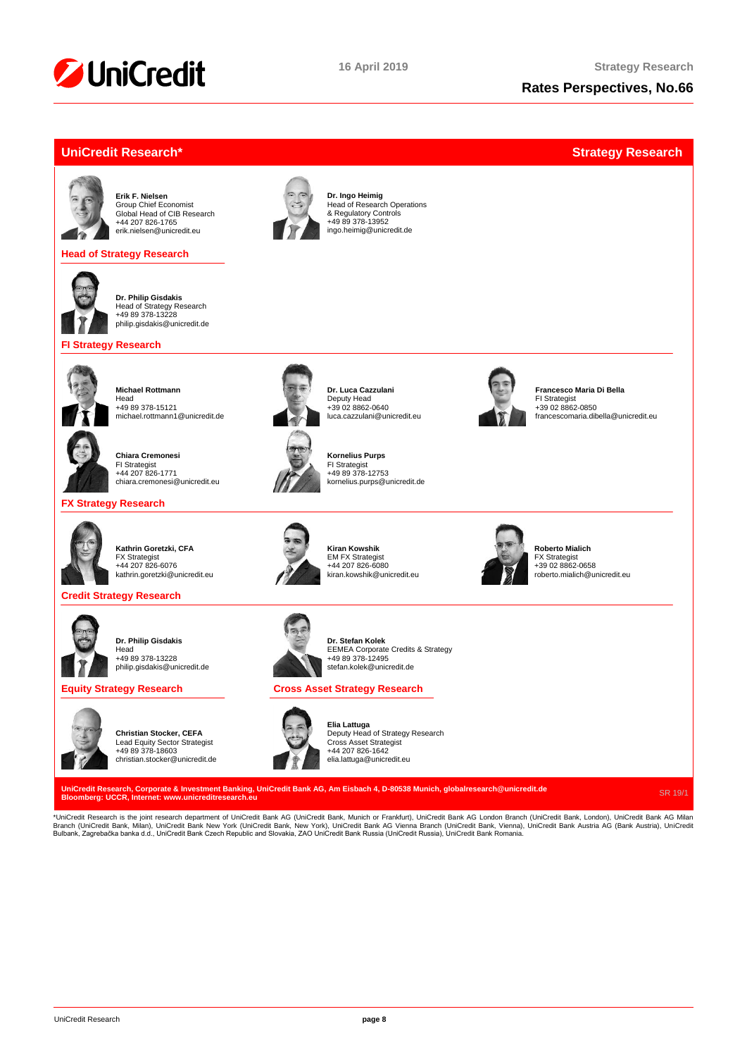## UniCredit Research*

**Strategy Research**

**Erik F. Nielsen**
Group Chief Economist
Global Head of CIB Research
+44 207 826-1765
erik.nielsen@unicredit.eu

**Dr. Ingo Heimig**
Head of Research Operations
& Regulatory Controls
+49 89 378-13952
ingo.heimig@unicredit.de

### Head of Strategy Research

**Dr. Philip Gisdakis**
Head of Strategy Research
+49 89 378-13228
philip.gisdakis@unicredit.de

### FI Strategy Research

**Michael Rottmann**
Head
+49 89 378-15121
michael.rottmann1@unicredit.de

**Dr. Luca Cazzulani**
Deputy Head
+39 02 8862-0640
luca.cazzulani@unicredit.eu

**Francesco Maria Di Bella**
FI Strategist
+39 02 8862-0850
francescomaria.dibella@unicredit.eu

**Chiara Cremonesi**
FI Strategist
+44 207 826-1771
chiara.cremonesi@unicredit.eu

**Kornelius Purps**
FI Strategist
+49 89 378-12753
kornelius.purps@unicredit.de

### FX Strategy Research

**Kathrin Goretzki, CFA**
FX Strategist
+44 207 826-6076
kathrin.goretzki@unicredit.eu

**Kiran Kowshik**
EM FX Strategist
+44 207 826-6080
kiran.kowshik@unicredit.eu

**Roberto Mialich**
FX Strategist
+39 02 8862-0658
roberto.mialich@unicredit.eu

### Credit Strategy Research

**Dr. Philip Gisdakis**
Head
+49 89 378-13228
philip.gisdakis@unicredit.de

**Dr. Stefan Kolek**
EEMEA Corporate Credits & Strategy
+49 89 378-12495
stefan.kolek@unicredit.de

### Equity Strategy Research

**Christian Stocker, CEFA**
Lead Equity Sector Strategist
+49 89 378-18603
christian.stocker@unicredit.de

### Cross Asset Strategy Research

**Elia Lattuga**
Deputy Head of Strategy Research
Cross Asset Strategist
+44 207 826-1642
elia.lattuga@unicredit.eu

**UniCredit Research, Corporate & Investment Banking, UniCredit Bank AG, Am Eisbach 4, D-80538 Munich, globalresearch@unicredit.de**
**Bloomberg: UCCR, Internet: www.unicreditresearch.eu**

SR 19/1

*UniCredit Research is the joint research department of UniCredit Bank AG (UniCredit Bank, Munich or Frankfurt), UniCredit Bank AG London Branch (UniCredit Bank, London), UniCredit Bank AG Milan Branch (UniCredit Bank, Milan), UniCredit Bank New York (UniCredit Bank, New York), UniCredit Bank AG Vienna Branch (UniCredit Bank, Vienna), UniCredit Bank Austria AG (Bank Austria), UniCredit Bulbank, Zagrebačka banka d.d., UniCredit Bank Czech Republic and Slovakia, ZAO UniCredit Bank Russia (UniCredit Russia), UniCredit Bank Romania.